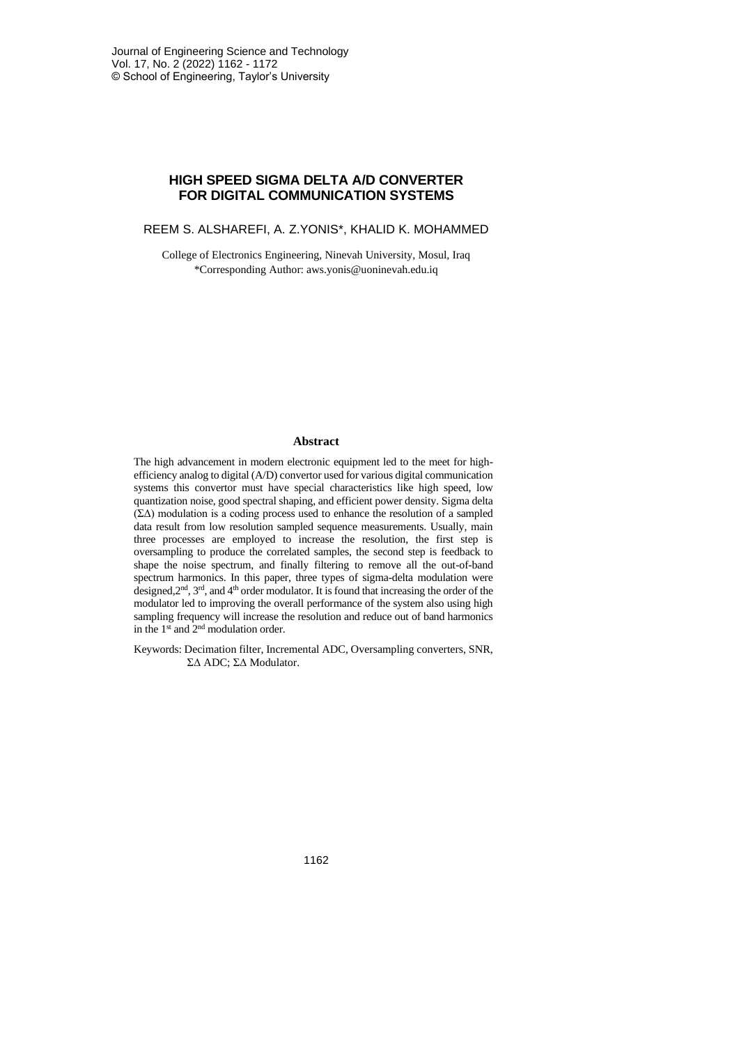# HIGH SPEED SIGMA DELTA A/D CONVERTER FOR DIGITAL COMMUNICATION SYSTEMS

REEM S. ALSHAREFI, A. Z.YONIS*, KHALID K. MOHAMMED

College of Electronics Engineering, Ninevah University, Mosul, Iraq
*Corresponding Author: aws.yonis@uoninevah.edu.iq

## Abstract

The high advancement in modern electronic equipment led to the meet for high-efficiency analog to digital (A/D) convertor used for various digital communication systems this convertor must have special characteristics like high speed, low quantization noise, good spectral shaping, and efficient power density. Sigma delta ($\Sigma\Delta$) modulation is a coding process used to enhance the resolution of a sampled data result from low resolution sampled sequence measurements. Usually, main three processes are employed to increase the resolution, the first step is oversampling to produce the correlated samples, the second step is feedback to shape the noise spectrum, and finally filtering to remove all the out-of-band spectrum harmonics. In this paper, three types of sigma-delta modulation were designed, $2^{nd}$, $3^{rd}$, and $4^{th}$ order modulator. It is found that increasing the order of the modulator led to improving the overall performance of the system also using high sampling frequency will increase the resolution and reduce out of band harmonics in the $1^{st}$ and $2^{nd}$ modulation order.

Keywords: Decimation filter, Incremental ADC, Oversampling converters, SNR, $\Sigma\Delta$ ADC; $\Sigma\Delta$ Modulator.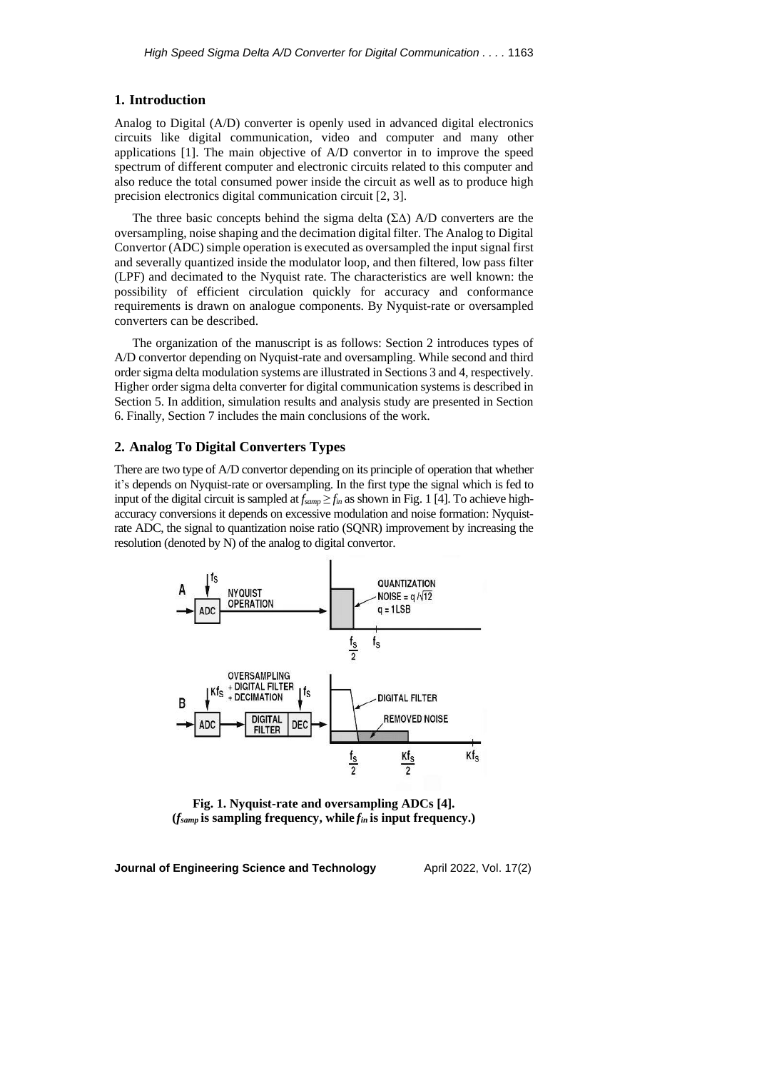## 1. Introduction

Analog to Digital (A/D) converter is openly used in advanced digital electronics circuits like digital communication, video and computer and many other applications [1]. The main objective of A/D convertor in to improve the speed spectrum of different computer and electronic circuits related to this computer and also reduce the total consumed power inside the circuit as well as to produce high precision electronics digital communication circuit [2, 3].

The three basic concepts behind the sigma delta (ΣΔ) A/D converters are the oversampling, noise shaping and the decimation digital filter. The Analog to Digital Convertor (ADC) simple operation is executed as oversampled the input signal first and severally quantized inside the modulator loop, and then filtered, low pass filter (LPF) and decimated to the Nyquist rate. The characteristics are well known: the possibility of efficient circulation quickly for accuracy and conformance requirements is drawn on analogue components. By Nyquist-rate or oversampled converters can be described.

The organization of the manuscript is as follows: Section 2 introduces types of A/D convertor depending on Nyquist-rate and oversampling. While second and third order sigma delta modulation systems are illustrated in Sections 3 and 4, respectively. Higher order sigma delta converter for digital communication systems is described in Section 5. In addition, simulation results and analysis study are presented in Section 6. Finally, Section 7 includes the main conclusions of the work.

## 2. Analog To Digital Converters Types

There are two type of A/D convertor depending on its principle of operation that whether it's depends on Nyquist-rate or oversampling. In the first type the signal which is fed to input of the digital circuit is sampled at $f_{samp} \geq f_{in}$ as shown in Fig. 1 [4]. To achieve high-accuracy conversions it depends on excessive modulation and noise formation: Nyquist-rate ADC, the signal to quantization noise ratio (SQNR) improvement by increasing the resolution (denoted by N) of the analog to digital convertor.

**Fig. 1. Nyquist-rate and oversampling ADCs [4].**
**($f_{samp}$ is sampling frequency, while $f_{in}$ is input frequency.)**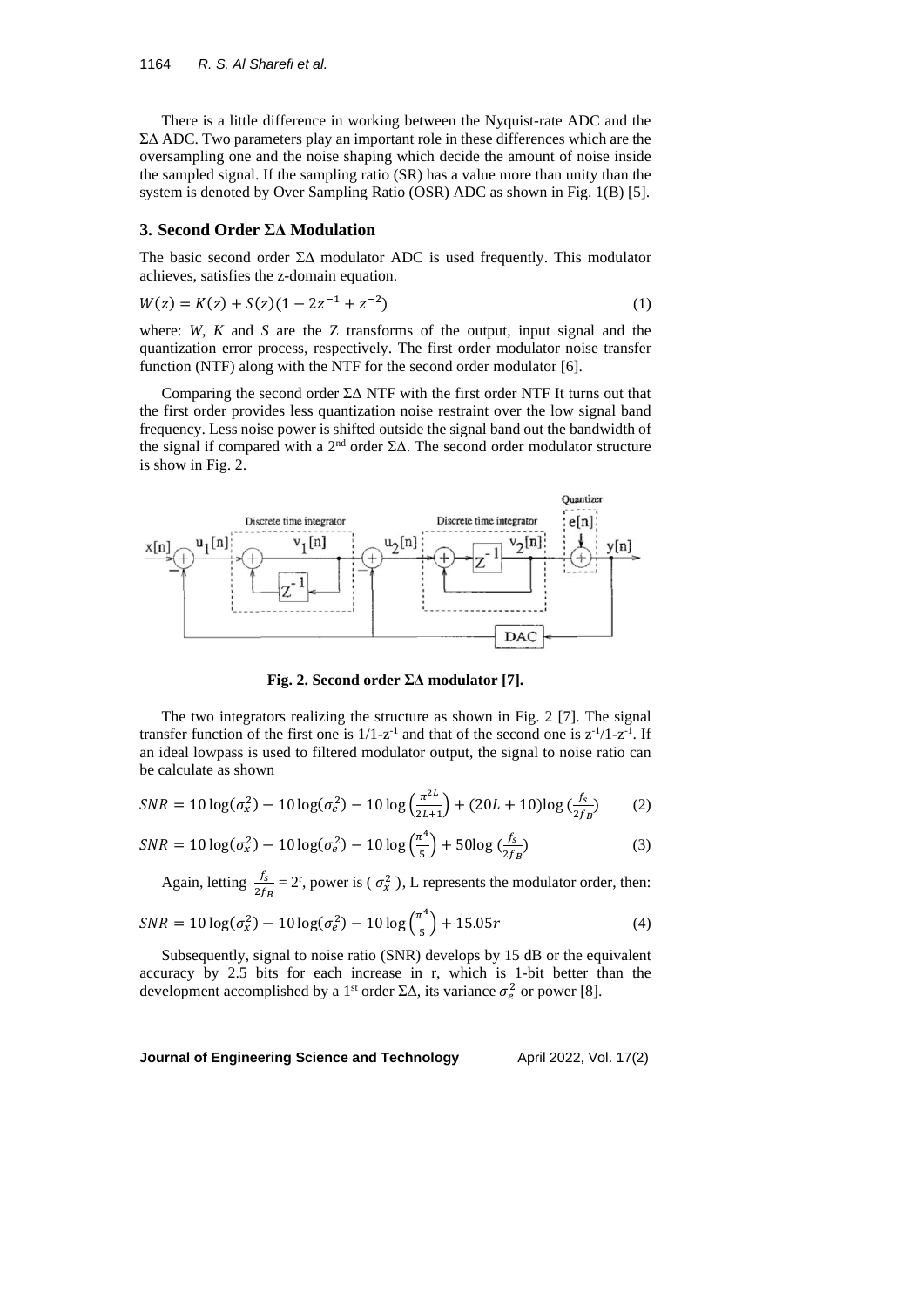There is a little difference in working between the Nyquist-rate ADC and the ΣΔ ADC. Two parameters play an important role in these differences which are the oversampling one and the noise shaping which decide the amount of noise inside the sampled signal. If the sampling ratio (SR) has a value more than unity than the system is denoted by Over Sampling Ratio (OSR) ADC as shown in Fig. 1(B) [5].

## 3. Second Order ΣΔ Modulation

The basic second order ΣΔ modulator ADC is used frequently. This modulator achieves, satisfies the z-domain equation.

$$W(z) = K(z) + S(z)(1 - 2z^{-1} + z^{-2}) \tag{1}$$

where: *W*, *K* and *S* are the Z transforms of the output, input signal and the quantization error process, respectively. The first order modulator noise transfer function (NTF) along with the NTF for the second order modulator [6].

Comparing the second order ΣΔ NTF with the first order NTF It turns out that the first order provides less quantization noise restraint over the low signal band frequency. Less noise power is shifted outside the signal band out the bandwidth of the signal if compared with a 2nd order ΣΔ. The second order modulator structure is show in Fig. 2.

**Fig. 2. Second order ΣΔ modulator [7].**

The two integrators realizing the structure as shown in Fig. 2 [7]. The signal transfer function of the first one is $1/1\text{-}z^{-1}$ and that of the second one is $z^{-1}/1\text{-}z^{-1}$. If an ideal lowpass is used to filtered modulator output, the signal to noise ratio can be calculate as shown

$$SNR = 10\log(\sigma_x^2) - 10\log(\sigma_e^2) - 10\log\left(\frac{\pi^{2L}}{2L+1}\right) + (20L + 10)\log\left(\frac{f_s}{2f_B}\right) \tag{2}$$

$$SNR = 10\log(\sigma_x^2) - 10\log(\sigma_e^2) - 10\log\left(\frac{\pi^4}{5}\right) + 50\log\left(\frac{f_s}{2f_B}\right) \tag{3}$$

Again, letting $\frac{f_s}{2f_B} = 2^r$, power is ( $\sigma_x^2$ ), L represents the modulator order, then:

$$SNR = 10\log(\sigma_x^2) - 10\log(\sigma_e^2) - 10\log\left(\frac{\pi^4}{5}\right) + 15.05r \tag{4}$$

Subsequently, signal to noise ratio (SNR) develops by 15 dB or the equivalent accuracy by 2.5 bits for each increase in r, which is 1-bit better than the development accomplished by a 1st order ΣΔ, its variance $\sigma_e^2$ or power [8].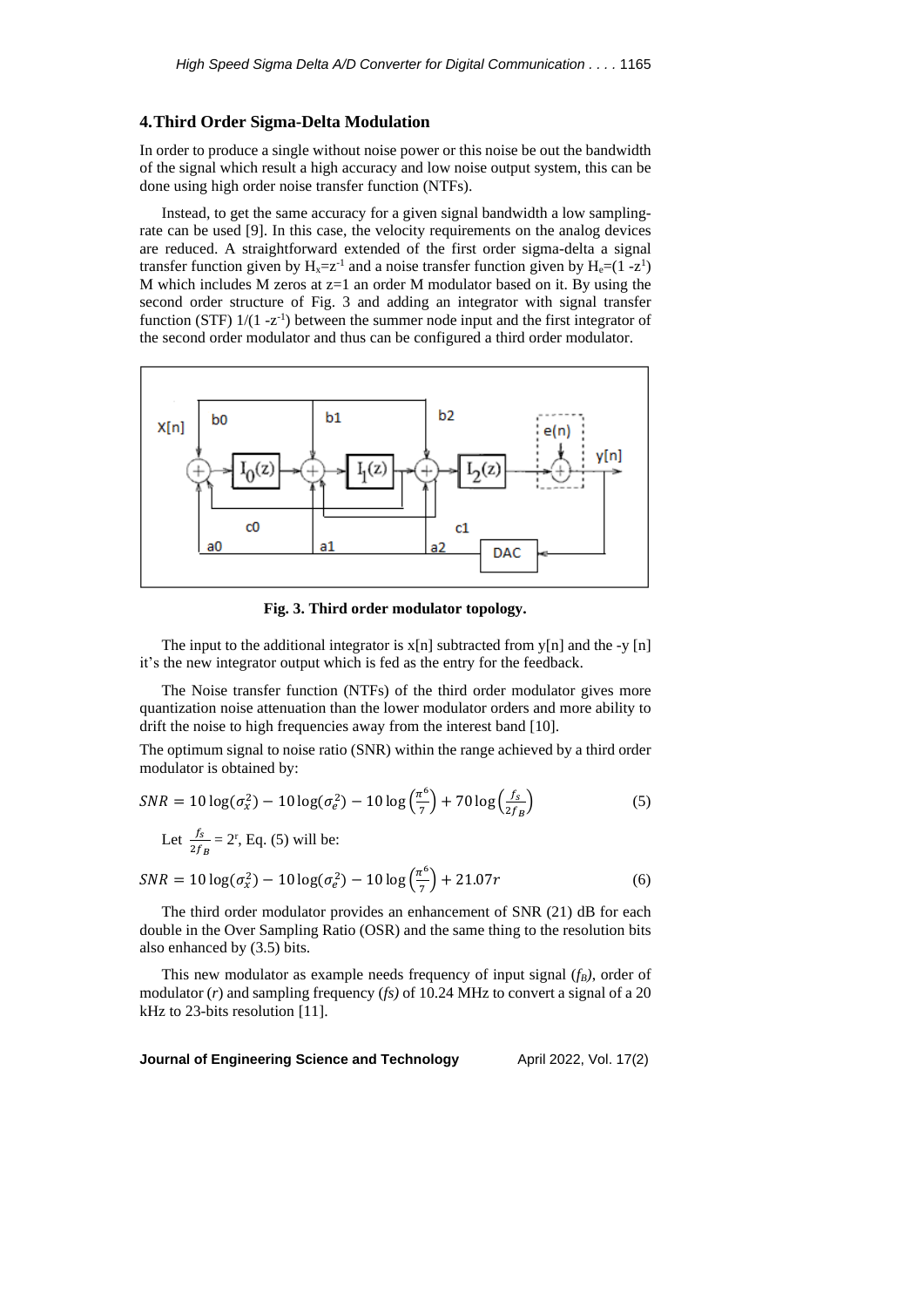## 4. Third Order Sigma-Delta Modulation

In order to produce a single without noise power or this noise be out the bandwidth of the signal which result a high accuracy and low noise output system, this can be done using high order noise transfer function (NTFs).

Instead, to get the same accuracy for a given signal bandwidth a low sampling-rate can be used [9]. In this case, the velocity requirements on the analog devices are reduced. A straightforward extended of the first order sigma-delta a signal transfer function given by $H_x=z^{-1}$ and a noise transfer function given by $H_e=(1 - z^{1})$ M which includes M zeros at z=1 an order M modulator based on it. By using the second order structure of Fig. 3 and adding an integrator with signal transfer function (STF) $1/(1 - z^{-1})$ between the summer node input and the first integrator of the second order modulator and thus can be configured a third order modulator.

**Fig. 3. Third order modulator topology.**

The input to the additional integrator is x[n] subtracted from y[n] and the -y [n] it's the new integrator output which is fed as the entry for the feedback.

The Noise transfer function (NTFs) of the third order modulator gives more quantization noise attenuation than the lower modulator orders and more ability to drift the noise to high frequencies away from the interest band [10].

The optimum signal to noise ratio (SNR) within the range achieved by a third order modulator is obtained by:

$$SNR = 10\log(\sigma_x^2) - 10\log(\sigma_e^2) - 10\log\left(\frac{\pi^6}{7}\right) + 70\log\left(\frac{f_s}{2f_B}\right) \tag{5}$$

Let $\frac{f_s}{2f_B} = 2^r$, Eq. (5) will be:

$$SNR = 10\log(\sigma_x^2) - 10\log(\sigma_e^2) - 10\log\left(\frac{\pi^6}{7}\right) + 21.07r \tag{6}$$

The third order modulator provides an enhancement of SNR (21) dB for each double in the Over Sampling Ratio (OSR) and the same thing to the resolution bits also enhanced by (3.5) bits.

This new modulator as example needs frequency of input signal ($f_B$), order of modulator ($r$) and sampling frequency ($fs$) of 10.24 MHz to convert a signal of a 20 kHz to 23-bits resolution [11].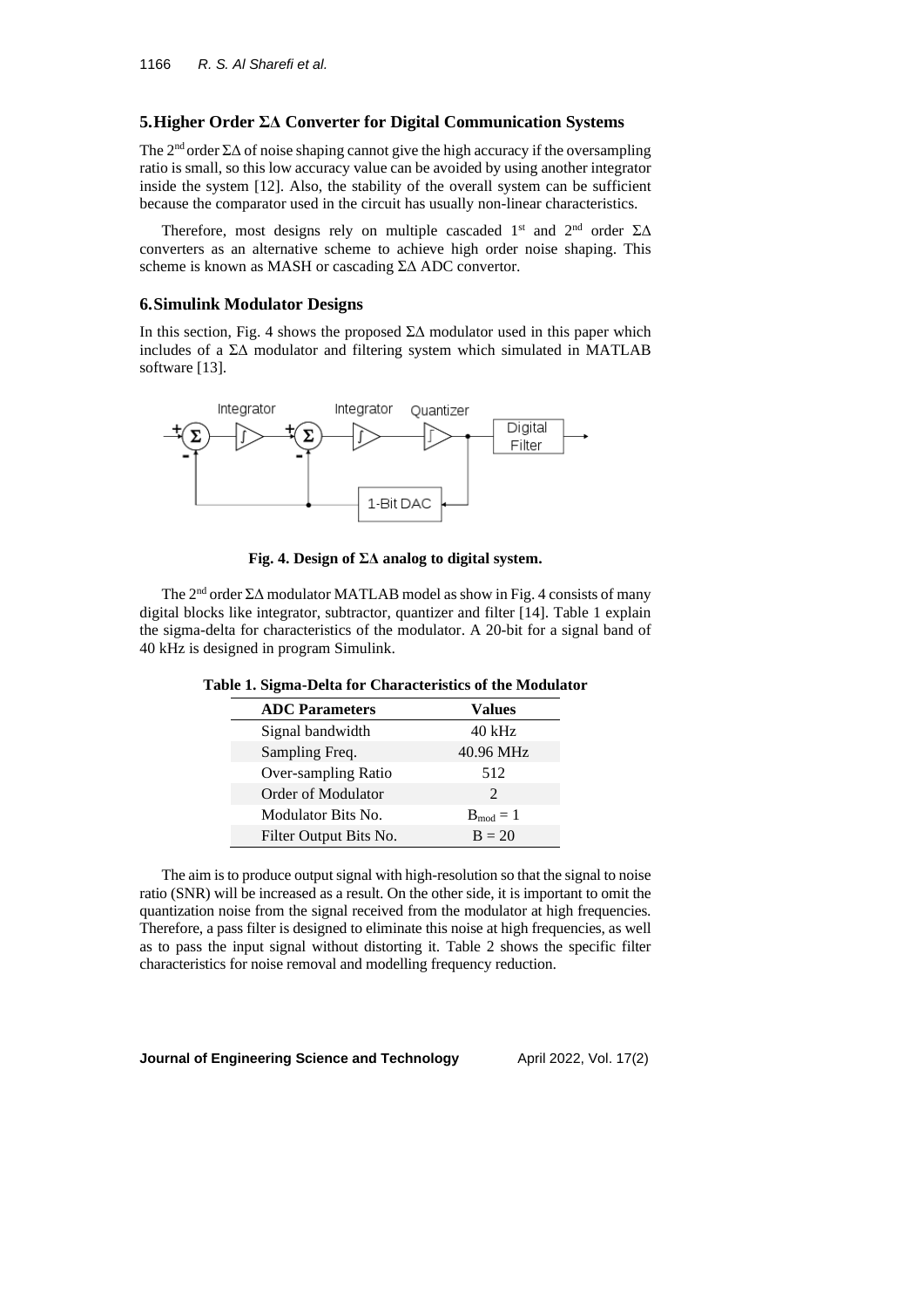## 5. Higher Order ΣΔ Converter for Digital Communication Systems

The 2nd order ΣΔ of noise shaping cannot give the high accuracy if the oversampling ratio is small, so this low accuracy value can be avoided by using another integrator inside the system [12]. Also, the stability of the overall system can be sufficient because the comparator used in the circuit has usually non-linear characteristics.

Therefore, most designs rely on multiple cascaded 1st and 2nd order ΣΔ converters as an alternative scheme to achieve high order noise shaping. This scheme is known as MASH or cascading ΣΔ ADC convertor.

## 6. Simulink Modulator Designs

In this section, Fig. 4 shows the proposed ΣΔ modulator used in this paper which includes of a ΣΔ modulator and filtering system which simulated in MATLAB software [13].

**Fig. 4. Design of ΣΔ analog to digital system.**

The 2nd order ΣΔ modulator MATLAB model as show in Fig. 4 consists of many digital blocks like integrator, subtractor, quantizer and filter [14]. Table 1 explain the sigma-delta for characteristics of the modulator. A 20-bit for a signal band of 40 kHz is designed in program Simulink.

**Table 1. Sigma-Delta for Characteristics of the Modulator**

| ADC Parameters | Values |
|---|---|
| Signal bandwidth | 40 kHz |
| Sampling Freq. | 40.96 MHz |
| Over-sampling Ratio | 512 |
| Order of Modulator | 2 |
| Modulator Bits No. | $B_{mod} = 1$ |
| Filter Output Bits No. | $B = 20$ |

The aim is to produce output signal with high-resolution so that the signal to noise ratio (SNR) will be increased as a result. On the other side, it is important to omit the quantization noise from the signal received from the modulator at high frequencies. Therefore, a pass filter is designed to eliminate this noise at high frequencies, as well as to pass the input signal without distorting it. Table 2 shows the specific filter characteristics for noise removal and modelling frequency reduction.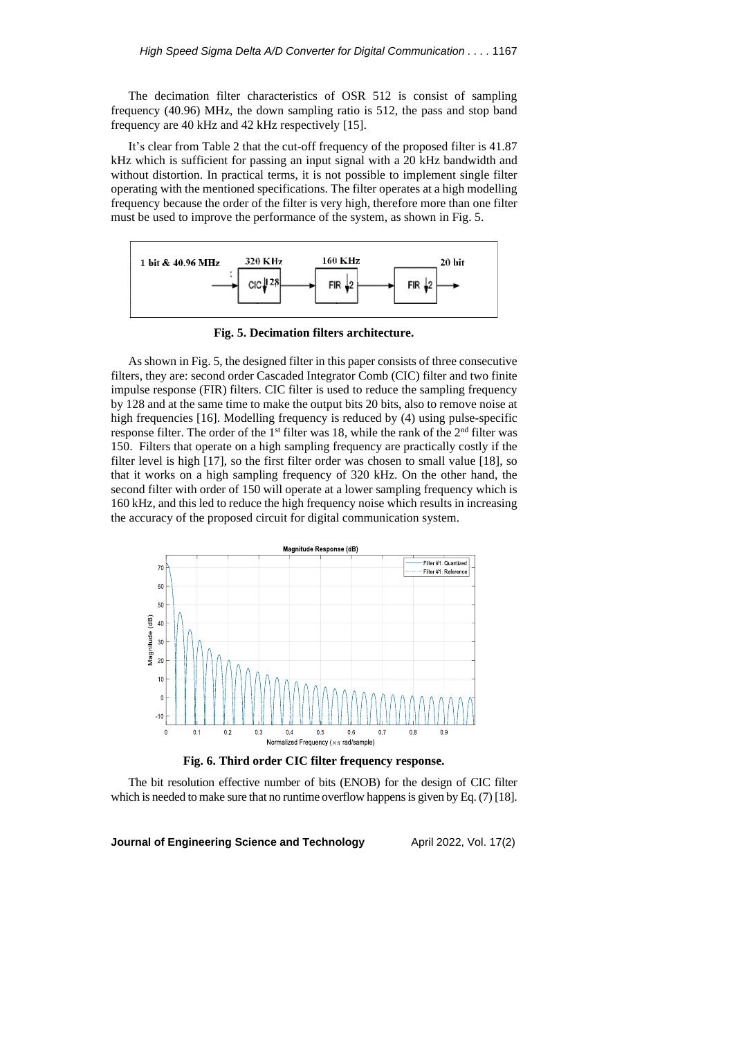The decimation filter characteristics of OSR 512 is consist of sampling frequency (40.96) MHz, the down sampling ratio is 512, the pass and stop band frequency are 40 kHz and 42 kHz respectively [15].

It's clear from Table 2 that the cut-off frequency of the proposed filter is 41.87 kHz which is sufficient for passing an input signal with a 20 kHz bandwidth and without distortion. In practical terms, it is not possible to implement single filter operating with the mentioned specifications. The filter operates at a high modelling frequency because the order of the filter is very high, therefore more than one filter must be used to improve the performance of the system, as shown in Fig. 5.

**Fig. 5. Decimation filters architecture.**

As shown in Fig. 5, the designed filter in this paper consists of three consecutive filters, they are: second order Cascaded Integrator Comb (CIC) filter and two finite impulse response (FIR) filters. CIC filter is used to reduce the sampling frequency by 128 and at the same time to make the output bits 20 bits, also to remove noise at high frequencies [16]. Modelling frequency is reduced by (4) using pulse-specific response filter. The order of the 1st filter was 18, while the rank of the 2nd filter was 150. Filters that operate on a high sampling frequency are practically costly if the filter level is high [17], so the first filter order was chosen to small value [18], so that it works on a high sampling frequency of 320 kHz. On the other hand, the second filter with order of 150 will operate at a lower sampling frequency which is 160 kHz, and this led to reduce the high frequency noise which results in increasing the accuracy of the proposed circuit for digital communication system.

**Fig. 6. Third order CIC filter frequency response.**

The bit resolution effective number of bits (ENOB) for the design of CIC filter which is needed to make sure that no runtime overflow happens is given by Eq. (7) [18].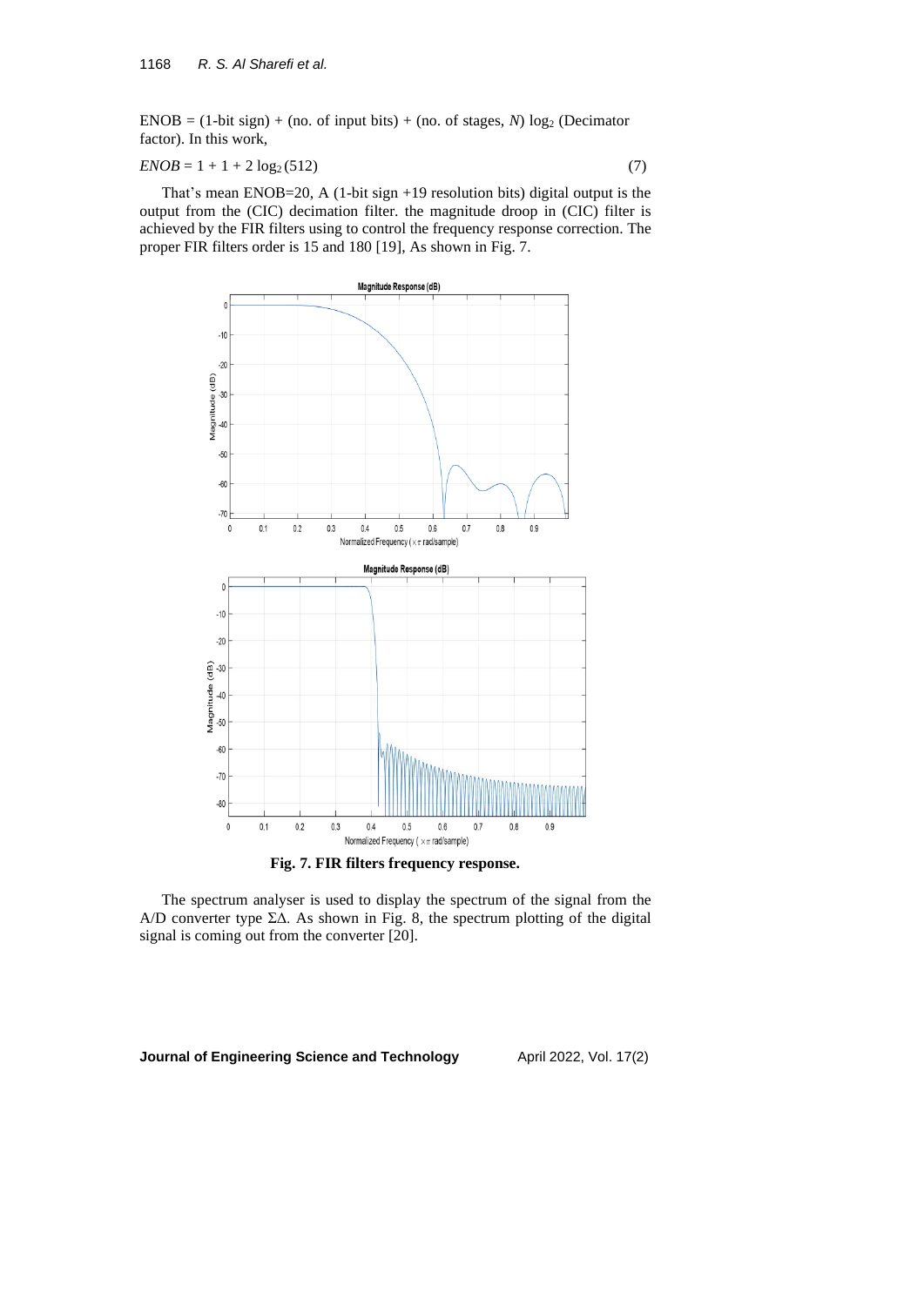ENOB = (1-bit sign) + (no. of input bits) + (no. of stages, $N$) $\log_2$ (Decimator factor). In this work,

$$ENOB = 1 + 1 + 2 \log_2 (512) \tag{7}$$

That's mean ENOB=20, A (1-bit sign +19 resolution bits) digital output is the output from the (CIC) decimation filter. the magnitude droop in (CIC) filter is achieved by the FIR filters using to control the frequency response correction. The proper FIR filters order is 15 and 180 [19], As shown in Fig. 7.

**Fig. 7. FIR filters frequency response.**

The spectrum analyser is used to display the spectrum of the signal from the A/D converter type ΣΔ. As shown in Fig. 8, the spectrum plotting of the digital signal is coming out from the converter [20].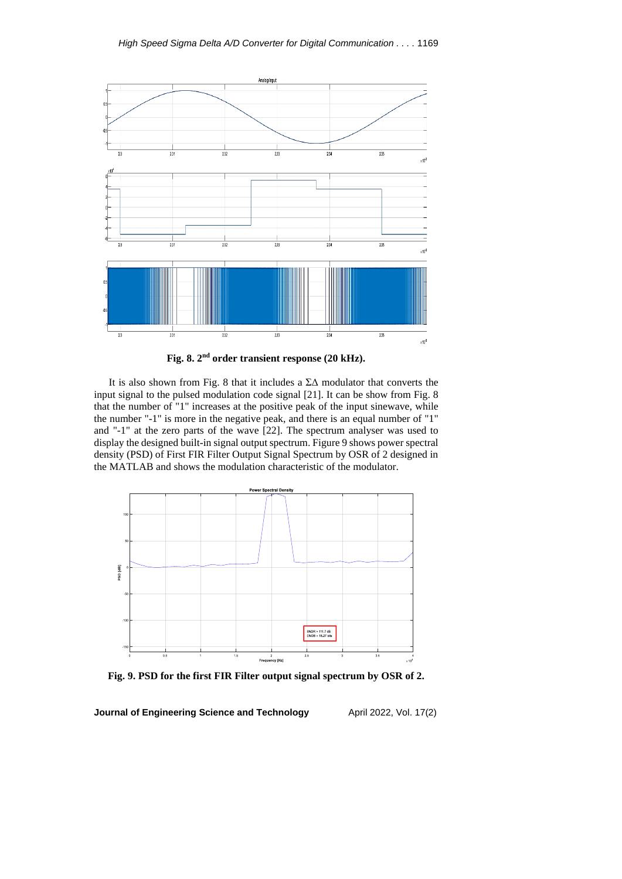**Fig. 8. 2nd order transient response (20 kHz).**

It is also shown from Fig. 8 that it includes a ΣΔ modulator that converts the input signal to the pulsed modulation code signal [21]. It can be show from Fig. 8 that the number of "1" increases at the positive peak of the input sinewave, while the number "-1" is more in the negative peak, and there is an equal number of "1" and "-1" at the zero parts of the wave [22]. The spectrum analyser was used to display the designed built-in signal output spectrum. Figure 9 shows power spectral density (PSD) of First FIR Filter Output Signal Spectrum by OSR of 2 designed in the MATLAB and shows the modulation characteristic of the modulator.

**Fig. 9. PSD for the first FIR Filter output signal spectrum by OSR of 2.**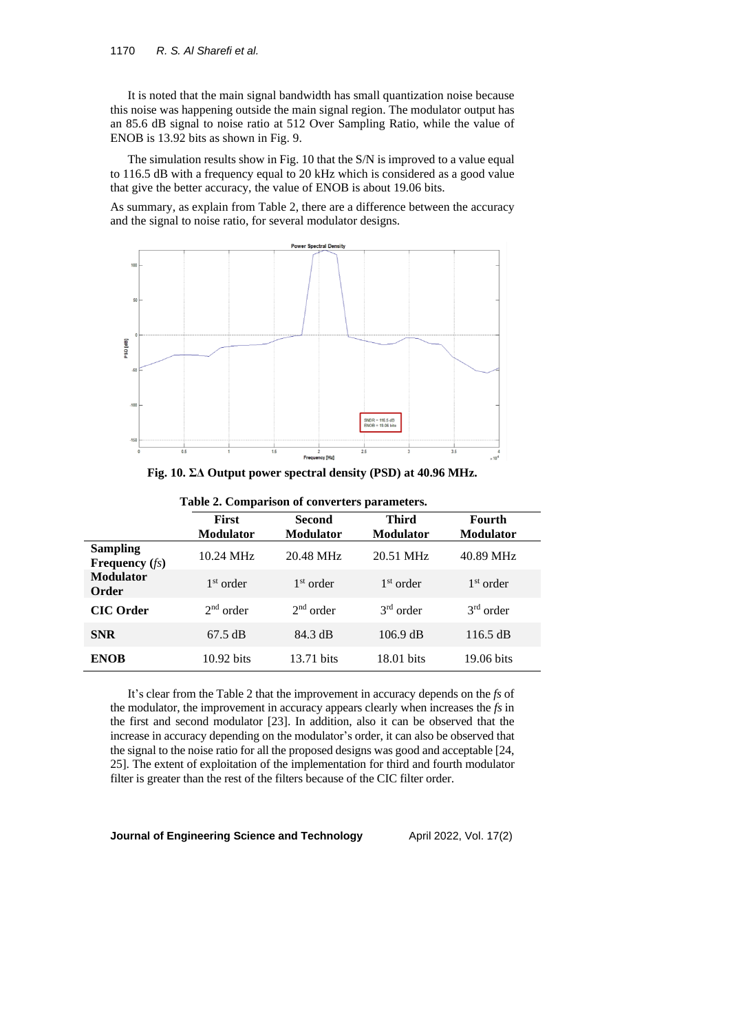It is noted that the main signal bandwidth has small quantization noise because this noise was happening outside the main signal region. The modulator output has an 85.6 dB signal to noise ratio at 512 Over Sampling Ratio, while the value of ENOB is 13.92 bits as shown in Fig. 9.

The simulation results show in Fig. 10 that the S/N is improved to a value equal to 116.5 dB with a frequency equal to 20 kHz which is considered as a good value that give the better accuracy, the value of ENOB is about 19.06 bits.

As summary, as explain from Table 2, there are a difference between the accuracy and the signal to noise ratio, for several modulator designs.

**Fig. 10. ΣΔ Output power spectral density (PSD) at 40.96 MHz.**

**Table 2. Comparison of converters parameters.**

| | First Modulator | Second Modulator | Third Modulator | Fourth Modulator |
|---|---|---|---|---|
| **Sampling Frequency (*fs*)** | 10.24 MHz | 20.48 MHz | 20.51 MHz | 40.89 MHz |
| **Modulator Order** | 1st order | 1st order | 1st order | 1st order |
| **CIC Order** | 2nd order | 2nd order | 3rd order | 3rd order |
| **SNR** | 67.5 dB | 84.3 dB | 106.9 dB | 116.5 dB |
| **ENOB** | 10.92 bits | 13.71 bits | 18.01 bits | 19.06 bits |

It's clear from the Table 2 that the improvement in accuracy depends on the *fs* of the modulator, the improvement in accuracy appears clearly when increases the *fs* in the first and second modulator [23]. In addition, also it can be observed that the increase in accuracy depending on the modulator's order, it can also be observed that the signal to the noise ratio for all the proposed designs was good and acceptable [24, 25]. The extent of exploitation of the implementation for third and fourth modulator filter is greater than the rest of the filters because of the CIC filter order.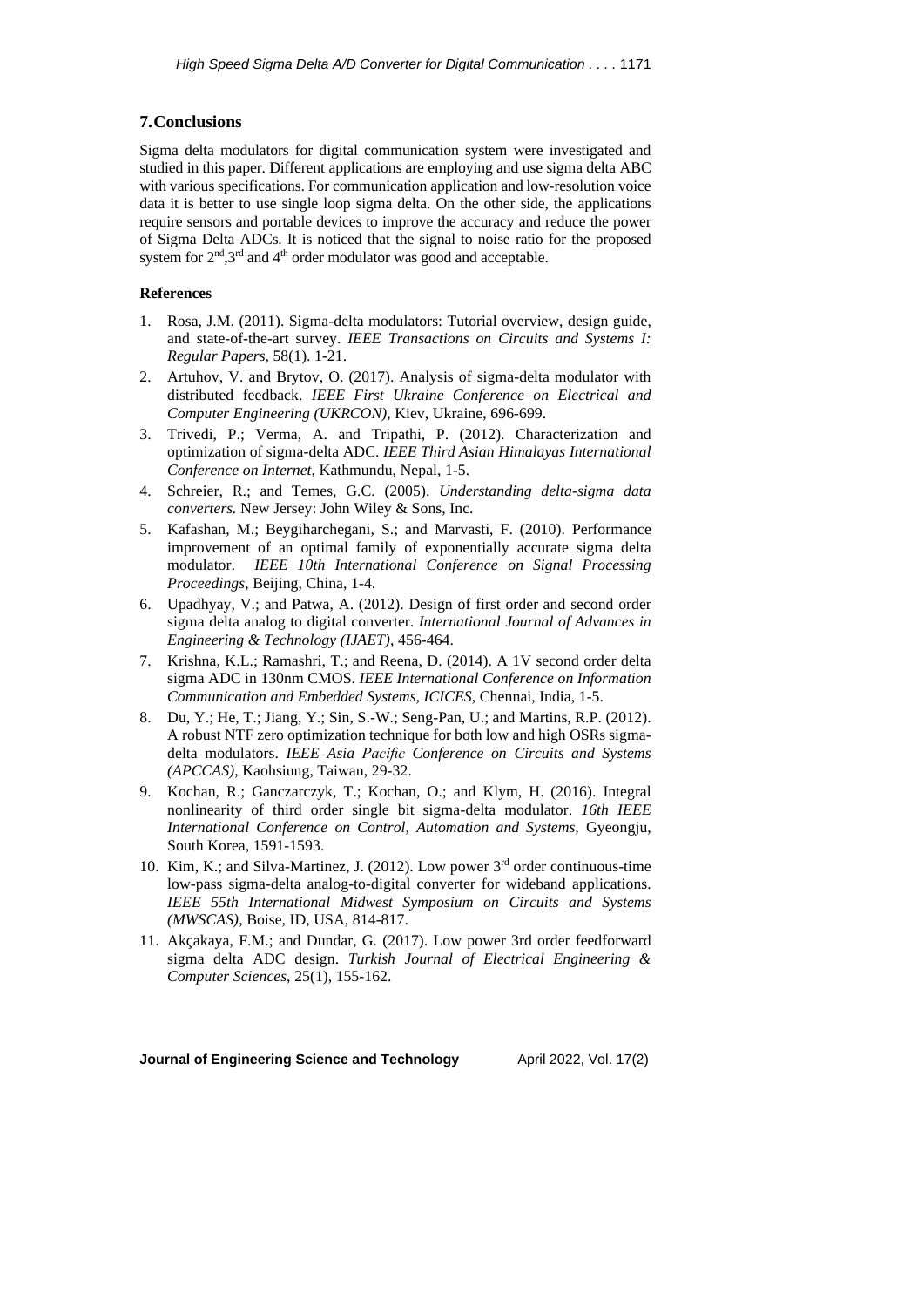## 7. Conclusions

Sigma delta modulators for digital communication system were investigated and studied in this paper. Different applications are employing and use sigma delta ABC with various specifications. For communication application and low-resolution voice data it is better to use single loop sigma delta. On the other side, the applications require sensors and portable devices to improve the accuracy and reduce the power of Sigma Delta ADCs. It is noticed that the signal to noise ratio for the proposed system for $2^{nd}$,$3^{rd}$ and $4^{th}$ order modulator was good and acceptable.

### References

1. Rosa, J.M. (2011). Sigma-delta modulators: Tutorial overview, design guide, and state-of-the-art survey. *IEEE Transactions on Circuits and Systems I: Regular Papers*, 58(1). 1-21.
2. Artuhov, V. and Brytov, O. (2017). Analysis of sigma-delta modulator with distributed feedback. *IEEE First Ukraine Conference on Electrical and Computer Engineering (UKRCON)*, Kiev, Ukraine, 696-699.
3. Trivedi, P.; Verma, A. and Tripathi, P. (2012). Characterization and optimization of sigma-delta ADC. *IEEE Third Asian Himalayas International Conference on Internet*, Kathmundu, Nepal, 1-5.
4. Schreier, R.; and Temes, G.C. (2005). *Understanding delta-sigma data converters.* New Jersey: John Wiley & Sons, Inc.
5. Kafashan, M.; Beygiharchegani, S.; and Marvasti, F. (2010). Performance improvement of an optimal family of exponentially accurate sigma delta modulator. *IEEE 10th International Conference on Signal Processing Proceedings*, Beijing, China, 1-4.
6. Upadhyay, V.; and Patwa, A. (2012). Design of first order and second order sigma delta analog to digital converter. *International Journal of Advances in Engineering & Technology (IJAET)*, 456-464.
7. Krishna, K.L.; Ramashri, T.; and Reena, D. (2014). A 1V second order delta sigma ADC in 130nm CMOS. *IEEE International Conference on Information Communication and Embedded Systems, ICICES*, Chennai, India, 1-5.
8. Du, Y.; He, T.; Jiang, Y.; Sin, S.-W.; Seng-Pan, U.; and Martins, R.P. (2012). A robust NTF zero optimization technique for both low and high OSRs sigma-delta modulators. *IEEE Asia Pacific Conference on Circuits and Systems (APCCAS)*, Kaohsiung, Taiwan, 29-32.
9. Kochan, R.; Ganczarczyk, T.; Kochan, O.; and Klym, H. (2016). Integral nonlinearity of third order single bit sigma-delta modulator. *16th IEEE International Conference on Control, Automation and Systems,* Gyeongju, South Korea, 1591-1593.
10. Kim, K.; and Silva-Martinez, J. (2012). Low power $3^{rd}$ order continuous-time low-pass sigma-delta analog-to-digital converter for wideband applications. *IEEE 55th International Midwest Symposium on Circuits and Systems (MWSCAS)*, Boise, ID, USA, 814-817.
11. Akçakaya, F.M.; and Dundar, G. (2017). Low power 3rd order feedforward sigma delta ADC design. *Turkish Journal of Electrical Engineering & Computer Sciences*, 25(1), 155-162.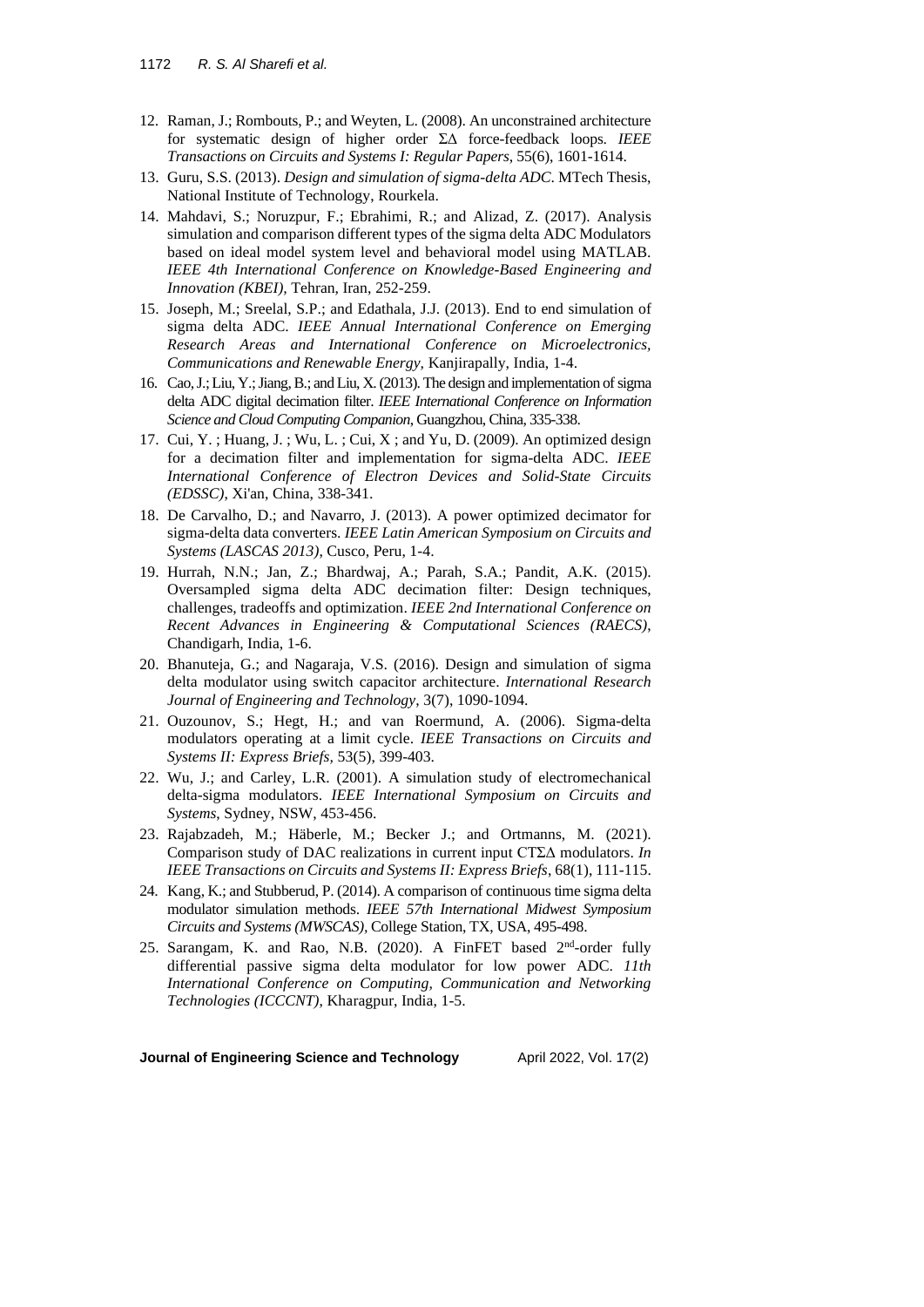12. Raman, J.; Rombouts, P.; and Weyten, L. (2008). An unconstrained architecture for systematic design of higher order ΣΔ force-feedback loops. *IEEE Transactions on Circuits and Systems I: Regular Papers*, 55(6), 1601-1614.
13. Guru, S.S. (2013). *Design and simulation of sigma-delta ADC*. MTech Thesis, National Institute of Technology, Rourkela.
14. Mahdavi, S.; Noruzpur, F.; Ebrahimi, R.; and Alizad, Z. (2017). Analysis simulation and comparison different types of the sigma delta ADC Modulators based on ideal model system level and behavioral model using MATLAB. *IEEE 4th International Conference on Knowledge-Based Engineering and Innovation (KBEI)*, Tehran, Iran, 252-259.
15. Joseph, M.; Sreelal, S.P.; and Edathala, J.J. (2013). End to end simulation of sigma delta ADC. *IEEE Annual International Conference on Emerging Research Areas and International Conference on Microelectronics, Communications and Renewable Energy*, Kanjirapally, India, 1-4.
16. Cao, J.; Liu, Y.; Jiang, B.; and Liu, X. (2013). The design and implementation of sigma delta ADC digital decimation filter. *IEEE International Conference on Information Science and Cloud Computing Companion*, Guangzhou, China, 335-338.
17. Cui, Y. ; Huang, J. ; Wu, L. ; Cui, X ; and Yu, D. (2009). An optimized design for a decimation filter and implementation for sigma-delta ADC. *IEEE International Conference of Electron Devices and Solid-State Circuits (EDSSC)*, Xi'an, China, 338-341.
18. De Carvalho, D.; and Navarro, J. (2013). A power optimized decimator for sigma-delta data converters. *IEEE Latin American Symposium on Circuits and Systems (LASCAS 2013)*, Cusco, Peru, 1-4.
19. Hurrah, N.N.; Jan, Z.; Bhardwaj, A.; Parah, S.A.; Pandit, A.K. (2015). Oversampled sigma delta ADC decimation filter: Design techniques, challenges, tradeoffs and optimization. *IEEE 2nd International Conference on Recent Advances in Engineering & Computational Sciences (RAECS)*, Chandigarh, India, 1-6.
20. Bhanuteja, G.; and Nagaraja, V.S. (2016). Design and simulation of sigma delta modulator using switch capacitor architecture. *International Research Journal of Engineering and Technology*, 3(7), 1090-1094.
21. Ouzounov, S.; Hegt, H.; and van Roermund, A. (2006). Sigma-delta modulators operating at a limit cycle. *IEEE Transactions on Circuits and Systems II: Express Briefs,* 53(5), 399-403.
22. Wu, J.; and Carley, L.R. (2001). A simulation study of electromechanical delta-sigma modulators. *IEEE International Symposium on Circuits and Systems*, Sydney, NSW, 453-456.
23. Rajabzadeh, M.; Häberle, M.; Becker J.; and Ortmanns, M. (2021). Comparison study of DAC realizations in current input CTΣΔ modulators. *In IEEE Transactions on Circuits and Systems II: Express Briefs*, 68(1), 111-115.
24. Kang, K.; and Stubberud, P. (2014). A comparison of continuous time sigma delta modulator simulation methods. *IEEE 57th International Midwest Symposium Circuits and Systems (MWSCAS)*, College Station, TX, USA, 495-498.
25. Sarangam, K. and Rao, N.B. (2020). A FinFET based 2nd-order fully differential passive sigma delta modulator for low power ADC. *11th International Conference on Computing, Communication and Networking Technologies (ICCCNT)*, Kharagpur, India, 1-5.